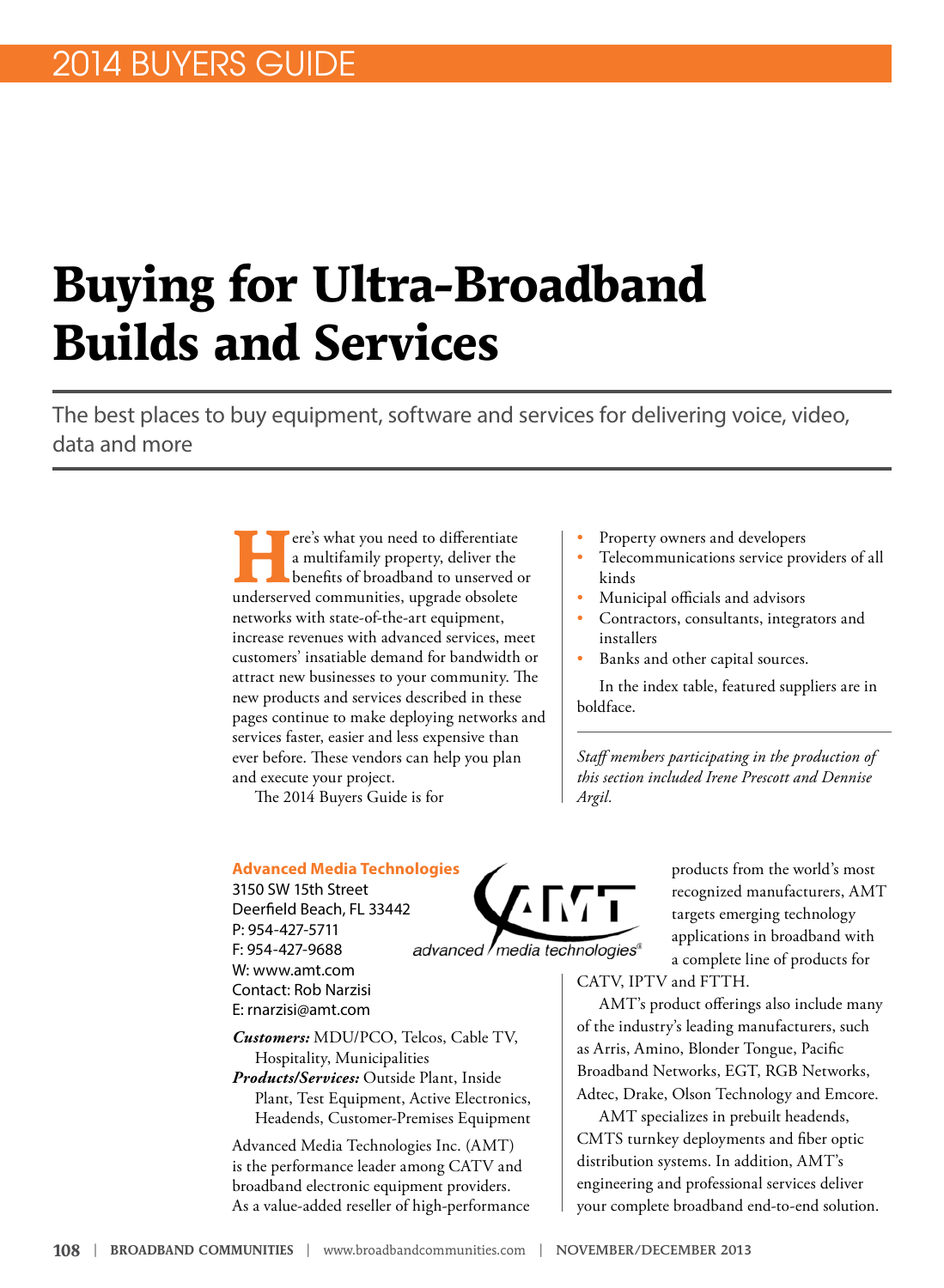2014 BUYERS GUIDE

# Buying for Ultra-Broadband Builds and Services

The best places to buy equipment, software and services for delivering voice, video, data and more

Here's what you need to differentiate a multifamily property, deliver the benefits of broadband to unserved or underserved communities, upgrade obsolete networks with state-of-the-art equipment, increase revenues with advanced services, meet customers' insatiable demand for bandwidth or attract new businesses to your community. The new products and services described in these pages continue to make deploying networks and services faster, easier and less expensive than ever before. These vendors can help you plan and execute your project.

The 2014 Buyers Guide is for

- Property owners and developers
- Telecommunications service providers of all kinds
- Municipal officials and advisors
- Contractors, consultants, integrators and installers
- Banks and other capital sources.

In the index table, featured suppliers are in boldface.

*Staff members participating in the production of this section included Irene Prescott and Dennise Argil.*

## Advanced Media Technologies

3150 SW 15th Street
Deerfield Beach, FL 33442
P: 954-427-5711
F: 954-427-9688
W: www.amt.com
Contact: Rob Narzisi
E: rnarzisi@amt.com

***Customers:*** MDU/PCO, Telcos, Cable TV, Hospitality, Municipalities

***Products/Services:*** Outside Plant, Inside Plant, Test Equipment, Active Electronics, Headends, Customer-Premises Equipment

Advanced Media Technologies Inc. (AMT) is the performance leader among CATV and broadband electronic equipment providers. As a value-added reseller of high-performance products from the world's most recognized manufacturers, AMT targets emerging technology applications in broadband with a complete line of products for CATV, IPTV and FTTH.

AMT's product offerings also include many of the industry's leading manufacturers, such as Arris, Amino, Blonder Tongue, Pacific Broadband Networks, EGT, RGB Networks, Adtec, Drake, Olson Technology and Emcore.

AMT specializes in prebuilt headends, CMTS turnkey deployments and fiber optic distribution systems. In addition, AMT's engineering and professional services deliver your complete broadband end-to-end solution.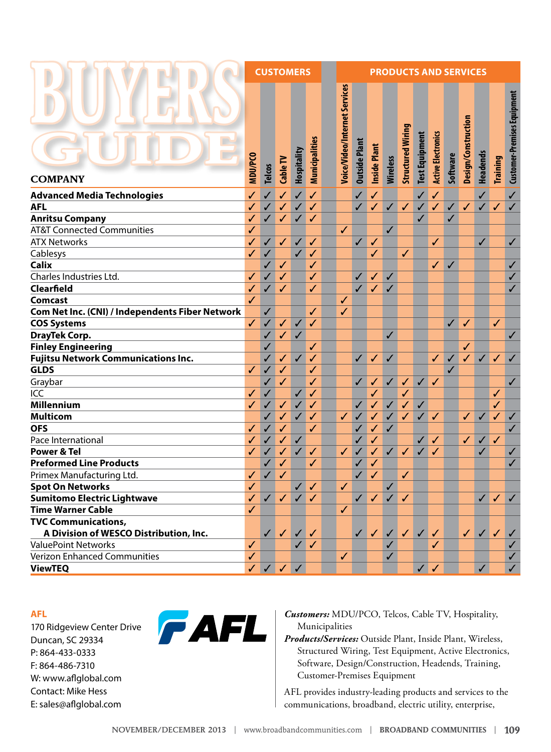# BUYERS GUIDE

| COMPANY | MDU/PCO | Telcos | Cable TV | Hospitality | Municipalities | Voice/Video/Internet Services | Outside Plant | Inside Plant | Wireless | Structured Wiring | Test Equipment | Active Electronics | Software | Design/Construction | Headends | Training | Customer-Premises Equipment |
|---|---|---|---|---|---|---|---|---|---|---|---|---|---|---|---|---|---|
| | **CUSTOMERS** | | | | | **PRODUCTS AND SERVICES** | | | | | | | | | | | |
| **Advanced Media Technologies** | ✓ | ✓ | ✓ | ✓ | ✓ | | ✓ | ✓ | | | ✓ | ✓ | | | ✓ | | ✓ |
| **AFL** | ✓ | ✓ | ✓ | ✓ | ✓ | | ✓ | ✓ | ✓ | ✓ | ✓ | ✓ | ✓ | ✓ | ✓ | ✓ | ✓ |
| **Anritsu Company** | ✓ | ✓ | ✓ | ✓ | ✓ | | | | | | ✓ | | ✓ | | | | |
| AT&T Connected Communities | ✓ | | | | | ✓ | | | ✓ | | | | | | | | |
| ATX Networks | ✓ | ✓ | ✓ | ✓ | ✓ | | ✓ | ✓ | | | | ✓ | | | ✓ | | ✓ |
| Cablesys | ✓ | ✓ | | ✓ | ✓ | | | ✓ | | ✓ | | | | | | | |
| **Calix** | | ✓ | ✓ | | ✓ | | | | | | | ✓ | ✓ | | | | ✓ |
| Charles Industries Ltd. | ✓ | ✓ | ✓ | | ✓ | | ✓ | ✓ | ✓ | | | | | | | | ✓ |
| **Clearfield** | ✓ | ✓ | ✓ | | ✓ | | ✓ | ✓ | ✓ | | | | | | | | ✓ |
| **Comcast** | ✓ | | | | | ✓ | | | | | | | | | | | |
| **Com Net Inc. (CNI) / Independents Fiber Network** | | ✓ | | | ✓ | ✓ | | | | | | | | | | | |
| **COS Systems** | ✓ | ✓ | ✓ | ✓ | ✓ | | | | | | | | ✓ | ✓ | | ✓ | |
| **DrayTek Corp.** | | ✓ | ✓ | ✓ | | | | | ✓ | | | | | | | | ✓ |
| **Finley Engineering** | | ✓ | | | ✓ | | | | | | | | | ✓ | | | |
| **Fujitsu Network Communications Inc.** | | ✓ | ✓ | ✓ | ✓ | | ✓ | ✓ | ✓ | | | ✓ | ✓ | ✓ | ✓ | ✓ | ✓ |
| **GLDS** | ✓ | ✓ | ✓ | | ✓ | | | | | | | | ✓ | | | | |
| Graybar | | ✓ | ✓ | | ✓ | | ✓ | ✓ | ✓ | ✓ | ✓ | ✓ | | | | | ✓ |
| ICC | ✓ | ✓ | | ✓ | ✓ | | | ✓ | | ✓ | | | | | | ✓ | |
| **Millennium** | ✓ | ✓ | ✓ | ✓ | ✓ | | ✓ | ✓ | ✓ | ✓ | ✓ | | | | | ✓ | |
| **Multicom** | | ✓ | ✓ | ✓ | ✓ | ✓ | ✓ | ✓ | ✓ | ✓ | ✓ | ✓ | | ✓ | ✓ | ✓ | ✓ |
| **OFS** | ✓ | ✓ | ✓ | | ✓ | | ✓ | ✓ | ✓ | | | | | | | | ✓ |
| Pace International | ✓ | ✓ | ✓ | ✓ | | | ✓ | ✓ | | | ✓ | ✓ | | ✓ | ✓ | ✓ | |
| **Power & Tel** | ✓ | ✓ | ✓ | ✓ | ✓ | ✓ | ✓ | ✓ | ✓ | ✓ | ✓ | ✓ | | | ✓ | | ✓ |
| **Preformed Line Products** | | ✓ | ✓ | | ✓ | | ✓ | ✓ | | | | | | | | | ✓ |
| Primex Manufacturing Ltd. | ✓ | ✓ | ✓ | | | | ✓ | ✓ | | ✓ | | | | | | | |
| **Spot On Networks** | ✓ | | | ✓ | ✓ | ✓ | | | ✓ | | | | | | | | |
| **Sumitomo Electric Lightwave** | ✓ | ✓ | ✓ | ✓ | ✓ | | ✓ | ✓ | ✓ | ✓ | | | | | ✓ | ✓ | ✓ |
| **Time Warner Cable** | ✓ | | | | | ✓ | | | | | | | | | | | |
| **TVC Communications, A Division of WESCO Distribution, Inc.** | | ✓ | ✓ | ✓ | ✓ | | ✓ | ✓ | ✓ | ✓ | ✓ | ✓ | | ✓ | ✓ | ✓ | ✓ |
| ValuePoint Networks | ✓ | | | ✓ | ✓ | | | | ✓ | | | ✓ | | | | | ✓ |
| Verizon Enhanced Communities | ✓ | | | | | ✓ | | | ✓ | | | | | | | | ✓ |
| **ViewTEQ** | ✓ | ✓ | ✓ | ✓ | | | | | | | ✓ | ✓ | | | ✓ | | ✓ |

**AFL**
170 Ridgeview Center Drive
Duncan, SC 29334
P: 864-433-0333
F: 864-486-7310
W: www.aflglobal.com
Contact: Mike Hess
E: sales@aflglobal.com

AFL

***Customers:*** MDU/PCO, Telcos, Cable TV, Hospitality, Municipalities
***Products/Services:*** Outside Plant, Inside Plant, Wireless, Structured Wiring, Test Equipment, Active Electronics, Software, Design/Construction, Headends, Training, Customer-Premises Equipment

AFL provides industry-leading products and services to the communications, broadband, electric utility, enterprise,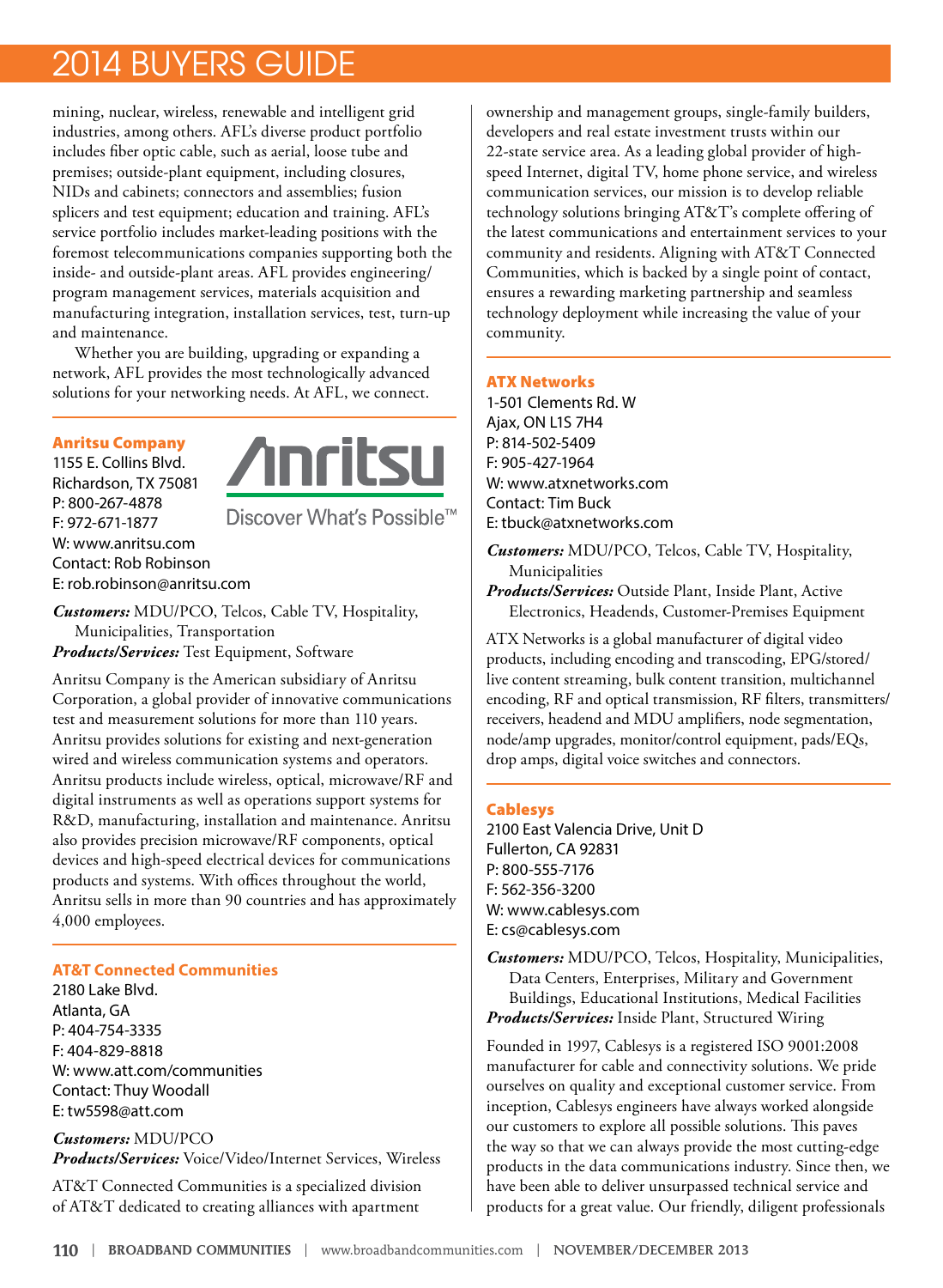mining, nuclear, wireless, renewable and intelligent grid industries, among others. AFL's diverse product portfolio includes fiber optic cable, such as aerial, loose tube and premises; outside-plant equipment, including closures, NIDs and cabinets; connectors and assemblies; fusion splicers and test equipment; education and training. AFL's service portfolio includes market-leading positions with the foremost telecommunications companies supporting both the inside- and outside-plant areas. AFL provides engineering/program management services, materials acquisition and manufacturing integration, installation services, test, turn-up and maintenance.

Whether you are building, upgrading or expanding a network, AFL provides the most technologically advanced solutions for your networking needs. At AFL, we connect.

### Anritsu Company

1155 E. Collins Blvd.
Richardson, TX 75081
P: 800-267-4878
F: 972-671-1877
W: www.anritsu.com
Contact: Rob Robinson
E: rob.robinson@anritsu.com

Anritsu
Discover What's Possible™

***Customers:*** MDU/PCO, Telcos, Cable TV, Hospitality, Municipalities, Transportation
***Products/Services:*** Test Equipment, Software

Anritsu Company is the American subsidiary of Anritsu Corporation, a global provider of innovative communications test and measurement solutions for more than 110 years. Anritsu provides solutions for existing and next-generation wired and wireless communication systems and operators. Anritsu products include wireless, optical, microwave/RF and digital instruments as well as operations support systems for R&D, manufacturing, installation and maintenance. Anritsu also provides precision microwave/RF components, optical devices and high-speed electrical devices for communications products and systems. With offices throughout the world, Anritsu sells in more than 90 countries and has approximately 4,000 employees.

### AT&T Connected Communities

2180 Lake Blvd.
Atlanta, GA
P: 404-754-3335
F: 404-829-8818
W: www.att.com/communities
Contact: Thuy Woodall
E: tw5598@att.com

***Customers:*** MDU/PCO
***Products/Services:*** Voice/Video/Internet Services, Wireless

AT&T Connected Communities is a specialized division of AT&T dedicated to creating alliances with apartment ownership and management groups, single-family builders, developers and real estate investment trusts within our 22-state service area. As a leading global provider of high-speed Internet, digital TV, home phone service, and wireless communication services, our mission is to develop reliable technology solutions bringing AT&T's complete offering of the latest communications and entertainment services to your community and residents. Aligning with AT&T Connected Communities, which is backed by a single point of contact, ensures a rewarding marketing partnership and seamless technology deployment while increasing the value of your community.

### ATX Networks

1-501 Clements Rd. W
Ajax, ON L1S 7H4
P: 814-502-5409
F: 905-427-1964
W: www.atxnetworks.com
Contact: Tim Buck
E: tbuck@atxnetworks.com

***Customers:*** MDU/PCO, Telcos, Cable TV, Hospitality, Municipalities
***Products/Services:*** Outside Plant, Inside Plant, Active Electronics, Headends, Customer-Premises Equipment

ATX Networks is a global manufacturer of digital video products, including encoding and transcoding, EPG/stored/live content streaming, bulk content transition, multichannel encoding, RF and optical transmission, RF filters, transmitters/receivers, headend and MDU amplifiers, node segmentation, node/amp upgrades, monitor/control equipment, pads/EQs, drop amps, digital voice switches and connectors.

### Cablesys

2100 East Valencia Drive, Unit D
Fullerton, CA 92831
P: 800-555-7176
F: 562-356-3200
W: www.cablesys.com
E: cs@cablesys.com

***Customers:*** MDU/PCO, Telcos, Hospitality, Municipalities, Data Centers, Enterprises, Military and Government Buildings, Educational Institutions, Medical Facilities
***Products/Services:*** Inside Plant, Structured Wiring

Founded in 1997, Cablesys is a registered ISO 9001:2008 manufacturer for cable and connectivity solutions. We pride ourselves on quality and exceptional customer service. From inception, Cablesys engineers have always worked alongside our customers to explore all possible solutions. This paves the way so that we can always provide the most cutting-edge products in the data communications industry. Since then, we have been able to deliver unsurpassed technical service and products for a great value. Our friendly, diligent professionals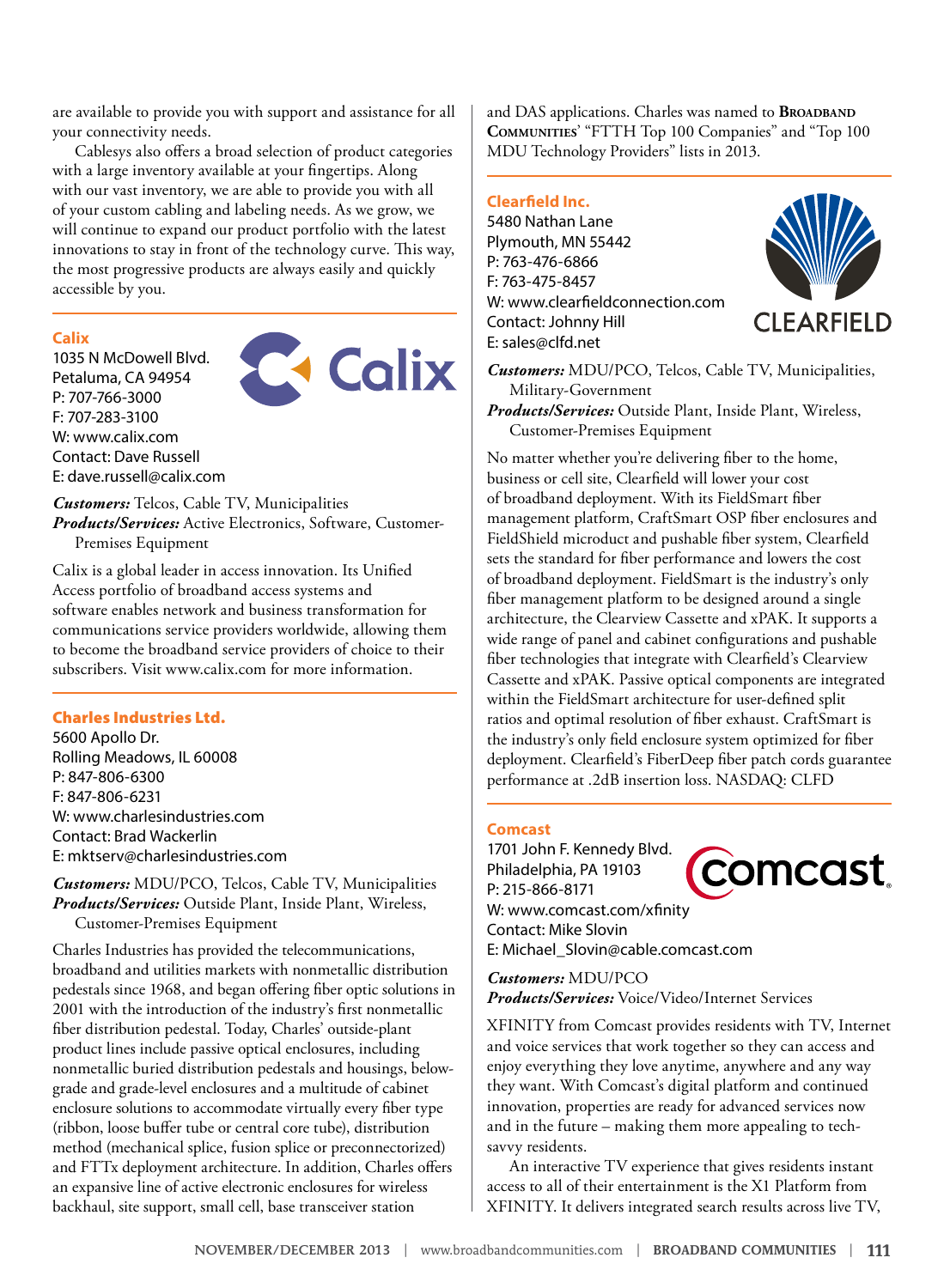are available to provide you with support and assistance for all your connectivity needs.

Cablesys also offers a broad selection of product categories with a large inventory available at your fingertips. Along with our vast inventory, we are able to provide you with all of your custom cabling and labeling needs. As we grow, we will continue to expand our product portfolio with the latest innovations to stay in front of the technology curve. This way, the most progressive products are always easily and quickly accessible by you.

### Calix

1035 N McDowell Blvd.
Petaluma, CA 94954
P: 707-766-3000
F: 707-283-3100
W: www.calix.com
Contact: Dave Russell
E: dave.russell@calix.com

***Customers:*** Telcos, Cable TV, Municipalities
***Products/Services:*** Active Electronics, Software, Customer-Premises Equipment

Calix is a global leader in access innovation. Its Unified Access portfolio of broadband access systems and software enables network and business transformation for communications service providers worldwide, allowing them to become the broadband service providers of choice to their subscribers. Visit www.calix.com for more information.

### Charles Industries Ltd.

5600 Apollo Dr.
Rolling Meadows, IL 60008
P: 847-806-6300
F: 847-806-6231
W: www.charlesindustries.com
Contact: Brad Wackerlin
E: mktserv@charlesindustries.com

***Customers:*** MDU/PCO, Telcos, Cable TV, Municipalities
***Products/Services:*** Outside Plant, Inside Plant, Wireless, Customer-Premises Equipment

Charles Industries has provided the telecommunications, broadband and utilities markets with nonmetallic distribution pedestals since 1968, and began offering fiber optic solutions in 2001 with the introduction of the industry's first nonmetallic fiber distribution pedestal. Today, Charles' outside-plant product lines include passive optical enclosures, including nonmetallic buried distribution pedestals and housings, below-grade and grade-level enclosures and a multitude of cabinet enclosure solutions to accommodate virtually every fiber type (ribbon, loose buffer tube or central core tube), distribution method (mechanical splice, fusion splice or preconnectorized) and FTTx deployment architecture. In addition, Charles offers an expansive line of active electronic enclosures for wireless backhaul, site support, small cell, base transceiver station and DAS applications. Charles was named to **Broadband Communities**' "FTTH Top 100 Companies" and "Top 100 MDU Technology Providers" lists in 2013.

### Clearfield Inc.

5480 Nathan Lane
Plymouth, MN 55442
P: 763-476-6866
F: 763-475-8457
W: www.clearfieldconnection.com
Contact: Johnny Hill
E: sales@clfd.net

***Customers:*** MDU/PCO, Telcos, Cable TV, Municipalities, Military-Government
***Products/Services:*** Outside Plant, Inside Plant, Wireless, Customer-Premises Equipment

No matter whether you're delivering fiber to the home, business or cell site, Clearfield will lower your cost of broadband deployment. With its FieldSmart fiber management platform, CraftSmart OSP fiber enclosures and FieldShield microduct and pushable fiber system, Clearfield sets the standard for fiber performance and lowers the cost of broadband deployment. FieldSmart is the industry's only fiber management platform to be designed around a single architecture, the Clearview Cassette and xPAK. It supports a wide range of panel and cabinet configurations and pushable fiber technologies that integrate with Clearfield's Clearview Cassette and xPAK. Passive optical components are integrated within the FieldSmart architecture for user-defined split ratios and optimal resolution of fiber exhaust. CraftSmart is the industry's only field enclosure system optimized for fiber deployment. Clearfield's FiberDeep fiber patch cords guarantee performance at .2dB insertion loss. NASDAQ: CLFD

### Comcast

1701 John F. Kennedy Blvd.
Philadelphia, PA 19103
P: 215-866-8171
W: www.comcast.com/xfinity
Contact: Mike Slovin
E: Michael_Slovin@cable.comcast.com

***Customers:*** MDU/PCO
***Products/Services:*** Voice/Video/Internet Services

XFINITY from Comcast provides residents with TV, Internet and voice services that work together so they can access and enjoy everything they love anytime, anywhere and any way they want. With Comcast's digital platform and continued innovation, properties are ready for advanced services now and in the future – making them more appealing to tech-savvy residents.

An interactive TV experience that gives residents instant access to all of their entertainment is the X1 Platform from XFINITY. It delivers integrated search results across live TV,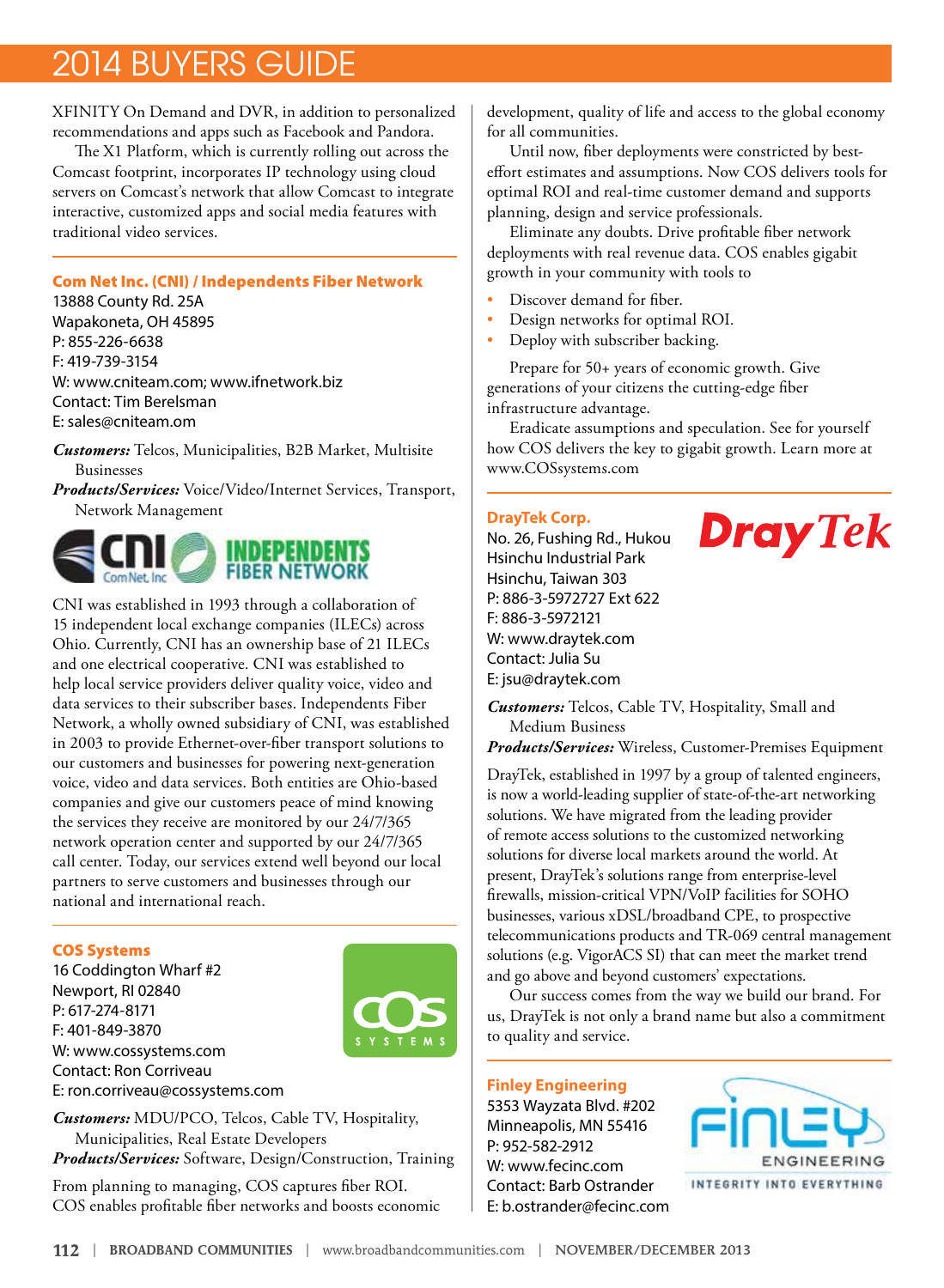XFINITY On Demand and DVR, in addition to personalized recommendations and apps such as Facebook and Pandora.

The X1 Platform, which is currently rolling out across the Comcast footprint, incorporates IP technology using cloud servers on Comcast's network that allow Comcast to integrate interactive, customized apps and social media features with traditional video services.

## Com Net Inc. (CNI) / Independents Fiber Network

13888 County Rd. 25A
Wapakoneta, OH 45895
P: 855-226-6638
F: 419-739-3154
W: www.cniteam.com; www.ifnetwork.biz
Contact: Tim Berelsman
E: sales@cniteam.om

***Customers:*** Telcos, Municipalities, B2B Market, Multisite Businesses

***Products/Services:*** Voice/Video/Internet Services, Transport, Network Management

CNI was established in 1993 through a collaboration of 15 independent local exchange companies (ILECs) across Ohio. Currently, CNI has an ownership base of 21 ILECs and one electrical cooperative. CNI was established to help local service providers deliver quality voice, video and data services to their subscriber bases. Independents Fiber Network, a wholly owned subsidiary of CNI, was established in 2003 to provide Ethernet-over-fiber transport solutions to our customers and businesses for powering next-generation voice, video and data services. Both entities are Ohio-based companies and give our customers peace of mind knowing the services they receive are monitored by our 24/7/365 network operation center and supported by our 24/7/365 call center. Today, our services extend well beyond our local partners to serve customers and businesses through our national and international reach.

## COS Systems

16 Coddington Wharf #2
Newport, RI 02840
P: 617-274-8171
F: 401-849-3870
W: www.cossystems.com
Contact: Ron Corriveau
E: ron.corriveau@cossystems.com

***Customers:*** MDU/PCO, Telcos, Cable TV, Hospitality, Municipalities, Real Estate Developers

***Products/Services:*** Software, Design/Construction, Training

From planning to managing, COS captures fiber ROI. COS enables profitable fiber networks and boosts economic development, quality of life and access to the global economy for all communities.

Until now, fiber deployments were constricted by best-effort estimates and assumptions. Now COS delivers tools for optimal ROI and real-time customer demand and supports planning, design and service professionals.

Eliminate any doubts. Drive profitable fiber network deployments with real revenue data. COS enables gigabit growth in your community with tools to

- Discover demand for fiber.
- Design networks for optimal ROI.
- Deploy with subscriber backing.

Prepare for 50+ years of economic growth. Give generations of your citizens the cutting-edge fiber infrastructure advantage.

Eradicate assumptions and speculation. See for yourself how COS delivers the key to gigabit growth. Learn more at www.COSsystems.com

## DrayTek Corp.

No. 26, Fushing Rd., Hukou Hsinchu Industrial Park
Hsinchu, Taiwan 303
P: 886-3-5972727 Ext 622
F: 886-3-5972121
W: www.draytek.com
Contact: Julia Su
E: jsu@draytek.com

***Customers:*** Telcos, Cable TV, Hospitality, Small and Medium Business

***Products/Services:*** Wireless, Customer-Premises Equipment

DrayTek, established in 1997 by a group of talented engineers, is now a world-leading supplier of state-of-the-art networking solutions. We have migrated from the leading provider of remote access solutions to the customized networking solutions for diverse local markets around the world. At present, DrayTek's solutions range from enterprise-level firewalls, mission-critical VPN/VoIP facilities for SOHO businesses, various xDSL/broadband CPE, to prospective telecommunications products and TR-069 central management solutions (e.g. VigorACS SI) that can meet the market trend and go above and beyond customers' expectations.

Our success comes from the way we build our brand. For us, DrayTek is not only a brand name but also a commitment to quality and service.

## Finley Engineering

5353 Wayzata Blvd. #202
Minneapolis, MN 55416
P: 952-582-2912
W: www.fecinc.com
Contact: Barb Ostrander
E: b.ostrander@fecinc.com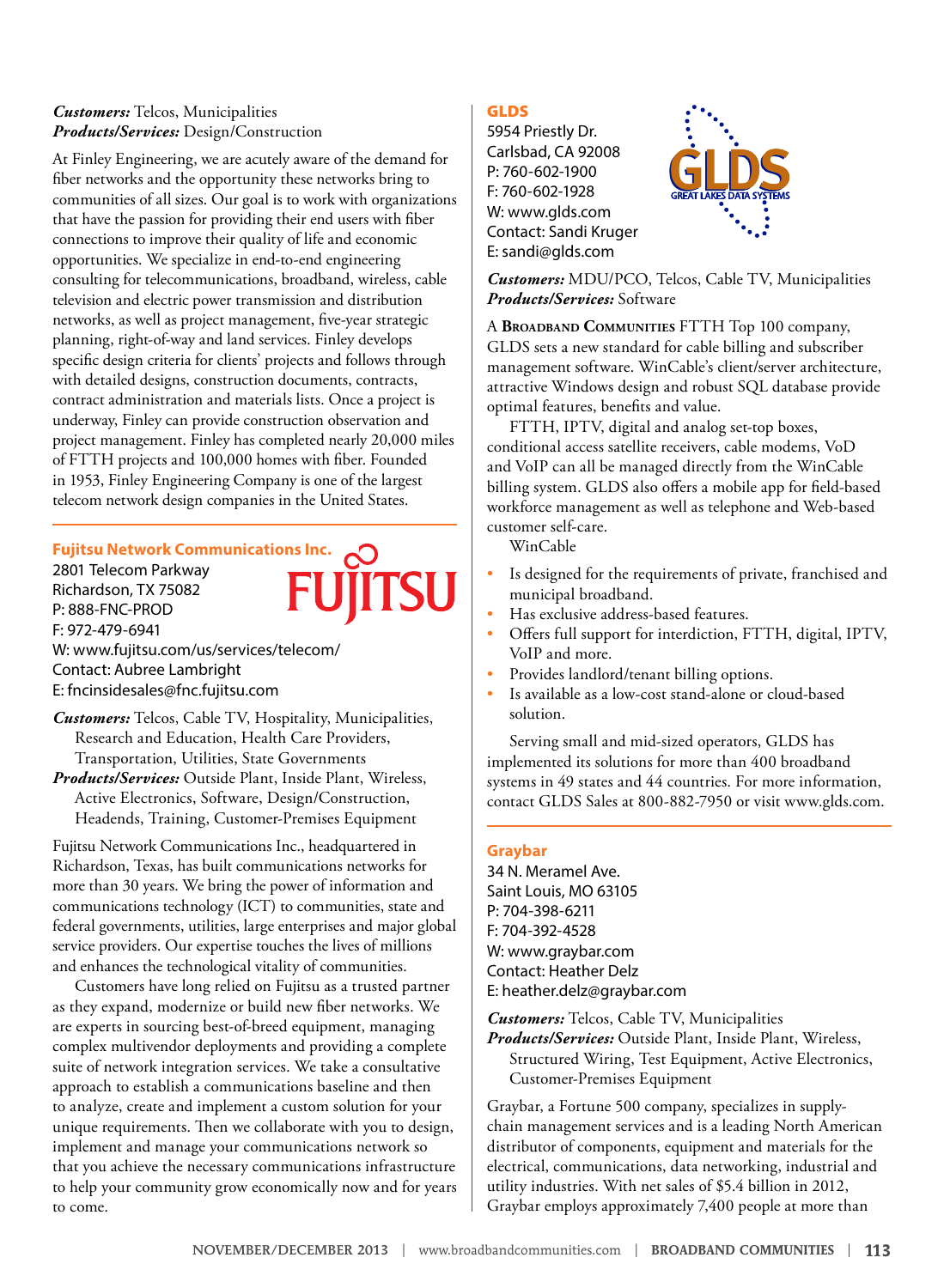***Customers:*** Telcos, Municipalities
***Products/Services:*** Design/Construction

At Finley Engineering, we are acutely aware of the demand for fiber networks and the opportunity these networks bring to communities of all sizes. Our goal is to work with organizations that have the passion for providing their end users with fiber connections to improve their quality of life and economic opportunities. We specialize in end-to-end engineering consulting for telecommunications, broadband, wireless, cable television and electric power transmission and distribution networks, as well as project management, five-year strategic planning, right-of-way and land services. Finley develops specific design criteria for clients' projects and follows through with detailed designs, construction documents, contracts, contract administration and materials lists. Once a project is underway, Finley can provide construction observation and project management. Finley has completed nearly 20,000 miles of FTTH projects and 100,000 homes with fiber. Founded in 1953, Finley Engineering Company is one of the largest telecom network design companies in the United States.

## Fujitsu Network Communications Inc.

2801 Telecom Parkway
Richardson, TX 75082
P: 888-FNC-PROD
F: 972-479-6941
W: www.fujitsu.com/us/services/telecom/
Contact: Aubree Lambright
E: fncinsidesales@fnc.fujitsu.com

***Customers:*** Telcos, Cable TV, Hospitality, Municipalities, Research and Education, Health Care Providers, Transportation, Utilities, State Governments
***Products/Services:*** Outside Plant, Inside Plant, Wireless, Active Electronics, Software, Design/Construction, Headends, Training, Customer-Premises Equipment

Fujitsu Network Communications Inc., headquartered in Richardson, Texas, has built communications networks for more than 30 years. We bring the power of information and communications technology (ICT) to communities, state and federal governments, utilities, large enterprises and major global service providers. Our expertise touches the lives of millions and enhances the technological vitality of communities.

Customers have long relied on Fujitsu as a trusted partner as they expand, modernize or build new fiber networks. We are experts in sourcing best-of-breed equipment, managing complex multivendor deployments and providing a complete suite of network integration services. We take a consultative approach to establish a communications baseline and then to analyze, create and implement a custom solution for your unique requirements. Then we collaborate with you to design, implement and manage your communications network so that you achieve the necessary communications infrastructure to help your community grow economically now and for years to come.

## GLDS

5954 Priestly Dr.
Carlsbad, CA 92008
P: 760-602-1900
F: 760-602-1928
W: www.glds.com
Contact: Sandi Kruger
E: sandi@glds.com

***Customers:*** MDU/PCO, Telcos, Cable TV, Municipalities
***Products/Services:*** Software

A Broadband Communities FTTH Top 100 company, GLDS sets a new standard for cable billing and subscriber management software. WinCable's client/server architecture, attractive Windows design and robust SQL database provide optimal features, benefits and value.

FTTH, IPTV, digital and analog set-top boxes, conditional access satellite receivers, cable modems, VoD and VoIP can all be managed directly from the WinCable billing system. GLDS also offers a mobile app for field-based workforce management as well as telephone and Web-based customer self-care.

WinCable

- Is designed for the requirements of private, franchised and municipal broadband.
- Has exclusive address-based features.
- Offers full support for interdiction, FTTH, digital, IPTV, VoIP and more.
- Provides landlord/tenant billing options.
- Is available as a low-cost stand-alone or cloud-based solution.

Serving small and mid-sized operators, GLDS has implemented its solutions for more than 400 broadband systems in 49 states and 44 countries. For more information, contact GLDS Sales at 800-882-7950 or visit www.glds.com.

## Graybar

34 N. Meramel Ave.
Saint Louis, MO 63105
P: 704-398-6211
F: 704-392-4528
W: www.graybar.com
Contact: Heather Delz
E: heather.delz@graybar.com

***Customers:*** Telcos, Cable TV, Municipalities
***Products/Services:*** Outside Plant, Inside Plant, Wireless, Structured Wiring, Test Equipment, Active Electronics, Customer-Premises Equipment

Graybar, a Fortune 500 company, specializes in supply-chain management services and is a leading North American distributor of components, equipment and materials for the electrical, communications, data networking, industrial and utility industries. With net sales of $5.4 billion in 2012, Graybar employs approximately 7,400 people at more than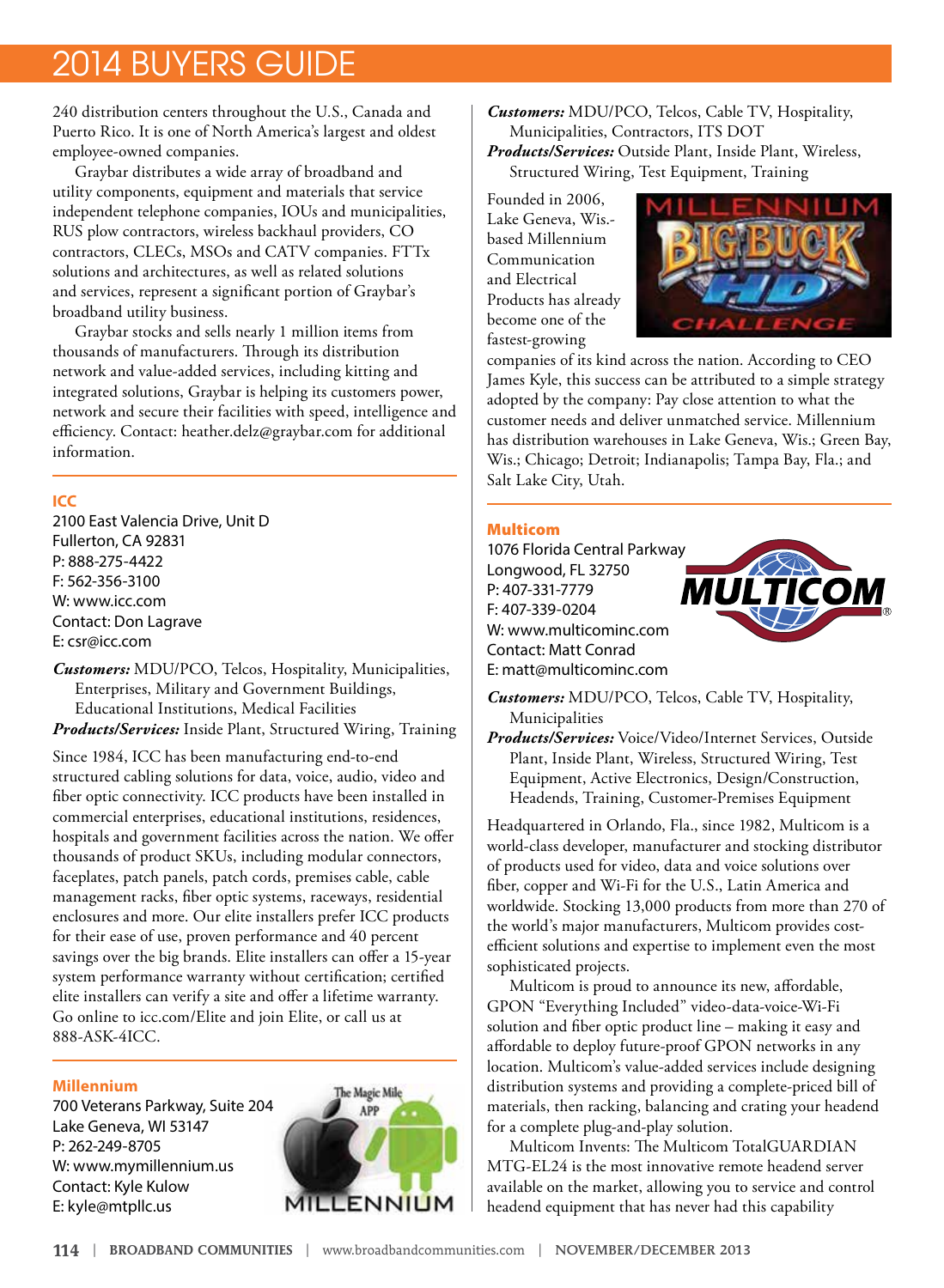240 distribution centers throughout the U.S., Canada and Puerto Rico. It is one of North America's largest and oldest employee-owned companies.

Graybar distributes a wide array of broadband and utility components, equipment and materials that service independent telephone companies, IOUs and municipalities, RUS plow contractors, wireless backhaul providers, CO contractors, CLECs, MSOs and CATV companies. FTTx solutions and architectures, as well as related solutions and services, represent a significant portion of Graybar's broadband utility business.

Graybar stocks and sells nearly 1 million items from thousands of manufacturers. Through its distribution network and value-added services, including kitting and integrated solutions, Graybar is helping its customers power, network and secure their facilities with speed, intelligence and efficiency. Contact: heather.delz@graybar.com for additional information.

## ICC

2100 East Valencia Drive, Unit D
Fullerton, CA 92831
P: 888-275-4422
F: 562-356-3100
W: www.icc.com
Contact: Don Lagrave
E: csr@icc.com

***Customers:*** MDU/PCO, Telcos, Hospitality, Municipalities, Enterprises, Military and Government Buildings, Educational Institutions, Medical Facilities

***Products/Services:*** Inside Plant, Structured Wiring, Training

Since 1984, ICC has been manufacturing end-to-end structured cabling solutions for data, voice, audio, video and fiber optic connectivity. ICC products have been installed in commercial enterprises, educational institutions, residences, hospitals and government facilities across the nation. We offer thousands of product SKUs, including modular connectors, faceplates, patch panels, patch cords, premises cable, cable management racks, fiber optic systems, raceways, residential enclosures and more. Our elite installers prefer ICC products for their ease of use, proven performance and 40 percent savings over the big brands. Elite installers can offer a 15-year system performance warranty without certification; certified elite installers can verify a site and offer a lifetime warranty. Go online to icc.com/Elite and join Elite, or call us at 888-ASK-4ICC.

## Millennium

700 Veterans Parkway, Suite 204
Lake Geneva, WI 53147
P: 262-249-8705
W: www.mymillennium.us
Contact: Kyle Kulow
E: kyle@mtpllc.us

***Customers:*** MDU/PCO, Telcos, Cable TV, Hospitality, Municipalities, Contractors, ITS DOT

***Products/Services:*** Outside Plant, Inside Plant, Wireless, Structured Wiring, Test Equipment, Training

Founded in 2006, Lake Geneva, Wis.-based Millennium Communication and Electrical Products has already become one of the fastest-growing companies of its kind across the nation. According to CEO James Kyle, this success can be attributed to a simple strategy adopted by the company: Pay close attention to what the customer needs and deliver unmatched service. Millennium has distribution warehouses in Lake Geneva, Wis.; Green Bay, Wis.; Chicago; Detroit; Indianapolis; Tampa Bay, Fla.; and Salt Lake City, Utah.

## Multicom

1076 Florida Central Parkway
Longwood, FL 32750
P: 407-331-7779
F: 407-339-0204
W: www.multicominc.com
Contact: Matt Conrad
E: matt@multicominc.com

***Customers:*** MDU/PCO, Telcos, Cable TV, Hospitality, Municipalities

***Products/Services:*** Voice/Video/Internet Services, Outside Plant, Inside Plant, Wireless, Structured Wiring, Test Equipment, Active Electronics, Design/Construction, Headends, Training, Customer-Premises Equipment

Headquartered in Orlando, Fla., since 1982, Multicom is a world-class developer, manufacturer and stocking distributor of products used for video, data and voice solutions over fiber, copper and Wi-Fi for the U.S., Latin America and worldwide. Stocking 13,000 products from more than 270 of the world's major manufacturers, Multicom provides cost-efficient solutions and expertise to implement even the most sophisticated projects.

Multicom is proud to announce its new, affordable, GPON "Everything Included" video-data-voice-Wi-Fi solution and fiber optic product line – making it easy and affordable to deploy future-proof GPON networks in any location. Multicom's value-added services include designing distribution systems and providing a complete-priced bill of materials, then racking, balancing and crating your headend for a complete plug-and-play solution.

Multicom Invents: The Multicom TotalGUARDIAN MTG-EL24 is the most innovative remote headend server available on the market, allowing you to service and control headend equipment that has never had this capability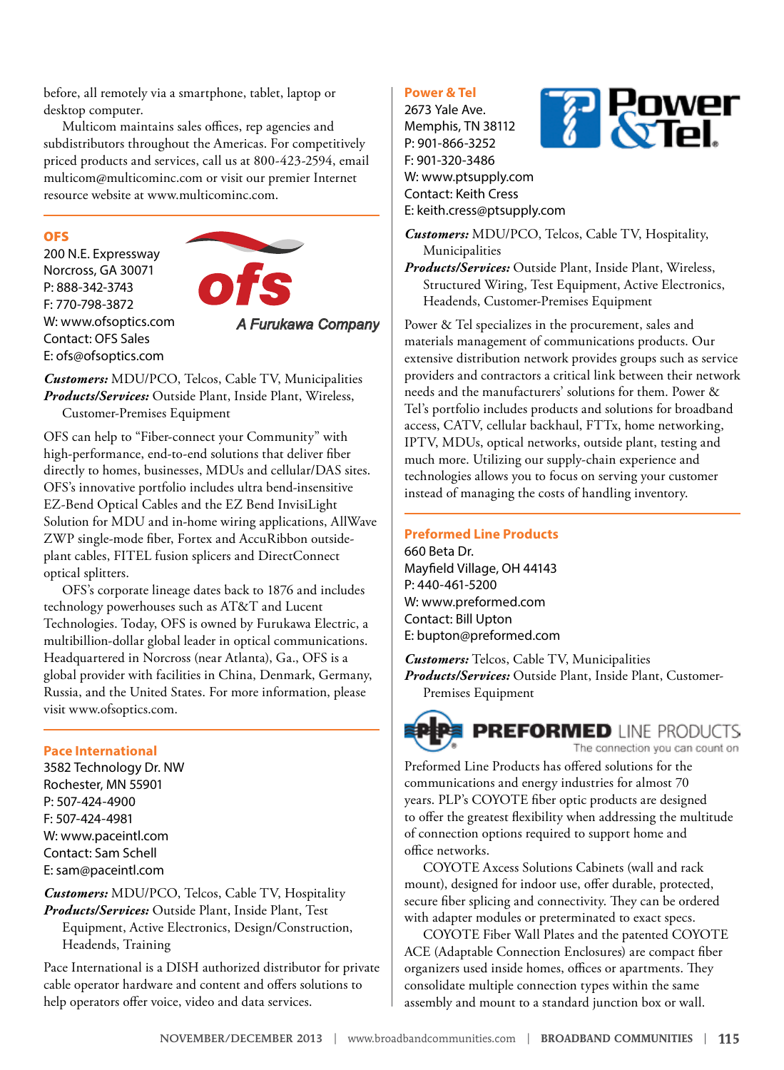before, all remotely via a smartphone, tablet, laptop or desktop computer.

Multicom maintains sales offices, rep agencies and subdistributors throughout the Americas. For competitively priced products and services, call us at 800-423-2594, email multicom@multicominc.com or visit our premier Internet resource website at www.multicominc.com.

## OFS

200 N.E. Expressway
Norcross, GA 30071
P: 888-342-3743
F: 770-798-3872
W: www.ofsoptics.com
Contact: OFS Sales
E: ofs@ofsoptics.com

ofs
A Furukawa Company

***Customers:*** MDU/PCO, Telcos, Cable TV, Municipalities
***Products/Services:*** Outside Plant, Inside Plant, Wireless, Customer-Premises Equipment

OFS can help to "Fiber-connect your Community" with high-performance, end-to-end solutions that deliver fiber directly to homes, businesses, MDUs and cellular/DAS sites. OFS's innovative portfolio includes ultra bend-insensitive EZ-Bend Optical Cables and the EZ Bend InvisiLight Solution for MDU and in-home wiring applications, AllWave ZWP single-mode fiber, Fortex and AccuRibbon outside-plant cables, FITEL fusion splicers and DirectConnect optical splitters.

OFS's corporate lineage dates back to 1876 and includes technology powerhouses such as AT&T and Lucent Technologies. Today, OFS is owned by Furukawa Electric, a multibillion-dollar global leader in optical communications. Headquartered in Norcross (near Atlanta), Ga., OFS is a global provider with facilities in China, Denmark, Germany, Russia, and the United States. For more information, please visit www.ofsoptics.com.

## Pace International

3582 Technology Dr. NW
Rochester, MN 55901
P: 507-424-4900
F: 507-424-4981
W: www.paceintl.com
Contact: Sam Schell
E: sam@paceintl.com

***Customers:*** MDU/PCO, Telcos, Cable TV, Hospitality
***Products/Services:*** Outside Plant, Inside Plant, Test Equipment, Active Electronics, Design/Construction, Headends, Training

Pace International is a DISH authorized distributor for private cable operator hardware and content and offers solutions to help operators offer voice, video and data services.

## Power & Tel

2673 Yale Ave.
Memphis, TN 38112
P: 901-866-3252
F: 901-320-3486
W: www.ptsupply.com
Contact: Keith Cress
E: keith.cress@ptsupply.com

Power &Tel

***Customers:*** MDU/PCO, Telcos, Cable TV, Hospitality, Municipalities
***Products/Services:*** Outside Plant, Inside Plant, Wireless, Structured Wiring, Test Equipment, Active Electronics, Headends, Customer-Premises Equipment

Power & Tel specializes in the procurement, sales and materials management of communications products. Our extensive distribution network provides groups such as service providers and contractors a critical link between their network needs and the manufacturers' solutions for them. Power & Tel's portfolio includes products and solutions for broadband access, CATV, cellular backhaul, FTTx, home networking, IPTV, MDUs, optical networks, outside plant, testing and much more. Utilizing our supply-chain experience and technologies allows you to focus on serving your customer instead of managing the costs of handling inventory.

## Preformed Line Products

660 Beta Dr.
Mayfield Village, OH 44143
P: 440-461-5200
W: www.preformed.com
Contact: Bill Upton
E: bupton@preformed.com

***Customers:*** Telcos, Cable TV, Municipalities
***Products/Services:*** Outside Plant, Inside Plant, Customer-Premises Equipment

PLP PREFORMED LINE PRODUCTS
The connection you can count on

Preformed Line Products has offered solutions for the communications and energy industries for almost 70 years. PLP's COYOTE fiber optic products are designed to offer the greatest flexibility when addressing the multitude of connection options required to support home and office networks.

COYOTE Axcess Solutions Cabinets (wall and rack mount), designed for indoor use, offer durable, protected, secure fiber splicing and connectivity. They can be ordered with adapter modules or preterminated to exact specs.

COYOTE Fiber Wall Plates and the patented COYOTE ACE (Adaptable Connection Enclosures) are compact fiber organizers used inside homes, offices or apartments. They consolidate multiple connection types within the same assembly and mount to a standard junction box or wall.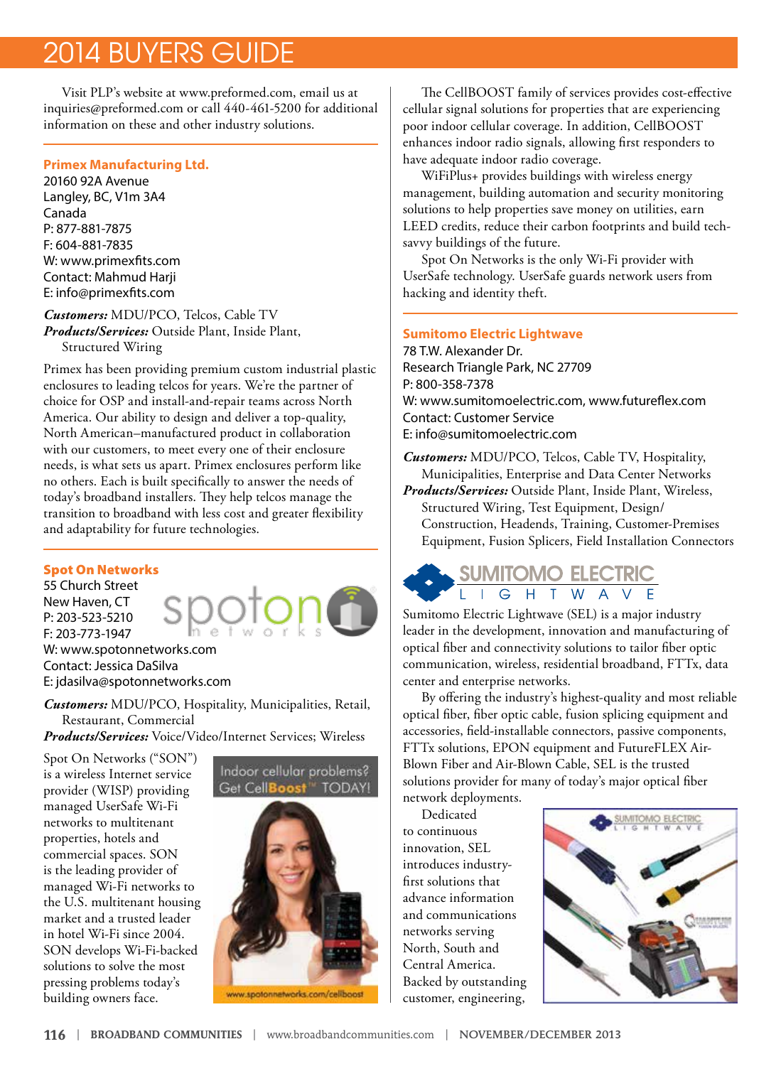# 2014 BUYERS GUIDE

Visit PLP's website at www.preformed.com, email us at inquiries@preformed.com or call 440-461-5200 for additional information on these and other industry solutions.

### Primex Manufacturing Ltd.

20160 92A Avenue
Langley, BC, V1m 3A4
Canada
P: 877-881-7875
F: 604-881-7835
W: www.primexfits.com
Contact: Mahmud Harji
E: info@primexfits.com

***Customers:*** MDU/PCO, Telcos, Cable TV
***Products/Services:*** Outside Plant, Inside Plant, Structured Wiring

Primex has been providing premium custom industrial plastic enclosures to leading telcos for years. We're the partner of choice for OSP and install-and-repair teams across North America. Our ability to design and deliver a top-quality, North American–manufactured product in collaboration with our customers, to meet every one of their enclosure needs, is what sets us apart. Primex enclosures perform like no others. Each is built specifically to answer the needs of today's broadband installers. They help telcos manage the transition to broadband with less cost and greater flexibility and adaptability for future technologies.

### Spot On Networks

55 Church Street
New Haven, CT
P: 203-523-5210
F: 203-773-1947
W: www.spotonnetworks.com
Contact: Jessica DaSilva
E: jdasilva@spotonnetworks.com

***Customers:*** MDU/PCO, Hospitality, Municipalities, Retail, Restaurant, Commercial
***Products/Services:*** Voice/Video/Internet Services; Wireless

Spot On Networks ("SON") is a wireless Internet service provider (WISP) providing managed UserSafe Wi-Fi networks to multitenant properties, hotels and commercial spaces. SON is the leading provider of managed Wi-Fi networks to the U.S. multitenant housing market and a trusted leader in hotel Wi-Fi since 2004. SON develops Wi-Fi-backed solutions to solve the most pressing problems today's building owners face.

The CellBOOST family of services provides cost-effective cellular signal solutions for properties that are experiencing poor indoor cellular coverage. In addition, CellBOOST enhances indoor radio signals, allowing first responders to have adequate indoor radio coverage.

WiFiPlus+ provides buildings with wireless energy management, building automation and security monitoring solutions to help properties save money on utilities, earn LEED credits, reduce their carbon footprints and build tech-savvy buildings of the future.

Spot On Networks is the only Wi-Fi provider with UserSafe technology. UserSafe guards network users from hacking and identity theft.

### Sumitomo Electric Lightwave

78 T.W. Alexander Dr.
Research Triangle Park, NC 27709
P: 800-358-7378
W: www.sumitomoelectric.com, www.futureflex.com
Contact: Customer Service
E: info@sumitomoelectric.com

***Customers:*** MDU/PCO, Telcos, Cable TV, Hospitality, Municipalities, Enterprise and Data Center Networks
***Products/Services:*** Outside Plant, Inside Plant, Wireless, Structured Wiring, Test Equipment, Design/Construction, Headends, Training, Customer-Premises Equipment, Fusion Splicers, Field Installation Connectors

Sumitomo Electric Lightwave (SEL) is a major industry leader in the development, innovation and manufacturing of optical fiber and connectivity solutions to tailor fiber optic communication, wireless, residential broadband, FTTx, data center and enterprise networks.

By offering the industry's highest-quality and most reliable optical fiber, fiber optic cable, fusion splicing equipment and accessories, field-installable connectors, passive components, FTTx solutions, EPON equipment and FutureFLEX Air-Blown Fiber and Air-Blown Cable, SEL is the trusted solutions provider for many of today's major optical fiber network deployments.

Dedicated to continuous innovation, SEL introduces industry-first solutions that advance information and communications networks serving North, South and Central America. Backed by outstanding customer, engineering,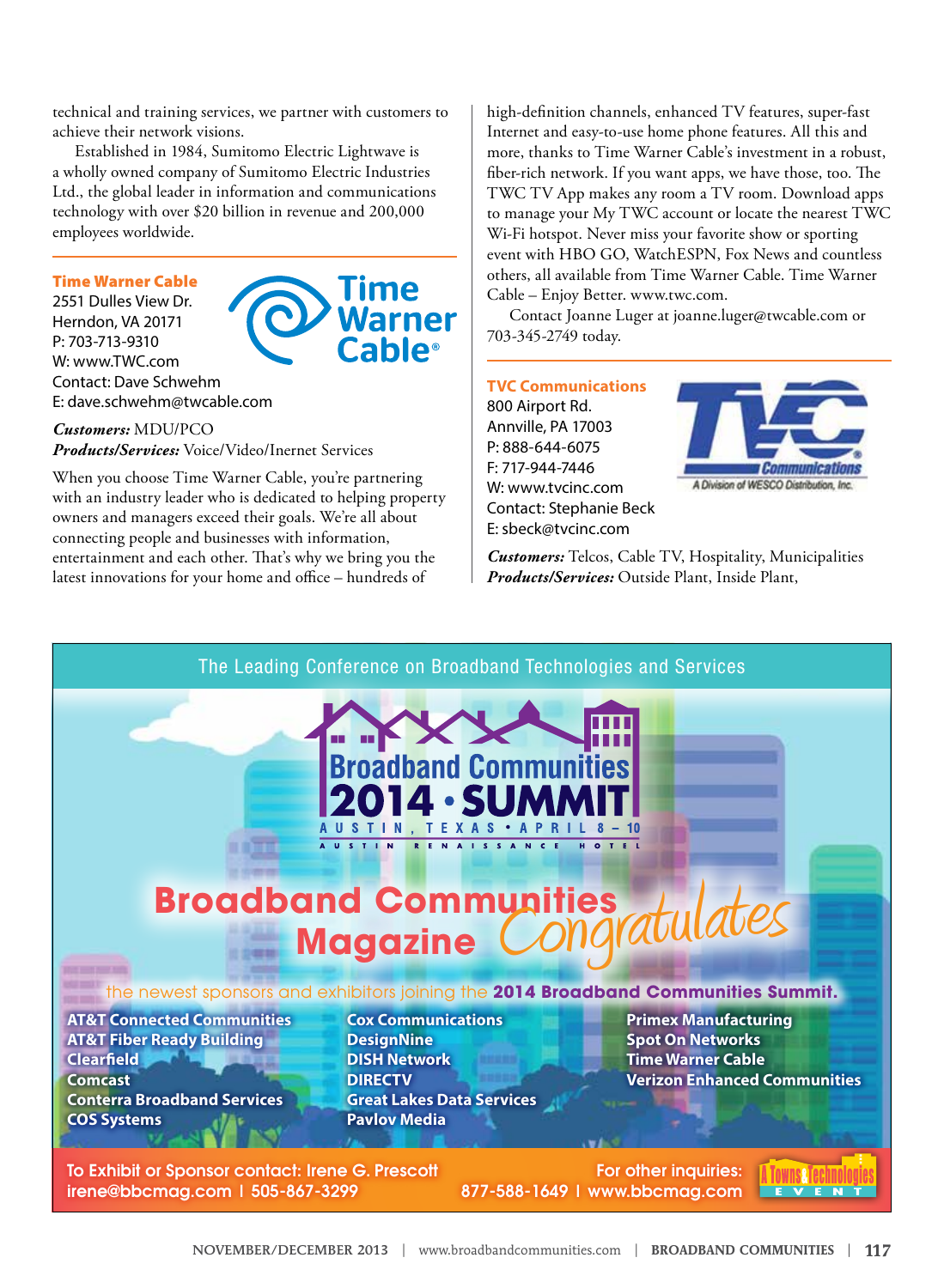technical and training services, we partner with customers to achieve their network visions.

Established in 1984, Sumitomo Electric Lightwave is a wholly owned company of Sumitomo Electric Industries Ltd., the global leader in information and communications technology with over $20 billion in revenue and 200,000 employees worldwide.

---

**Time Warner Cable**
2551 Dulles View Dr.
Herndon, VA 20171
P: 703-713-9310
W: www.TWC.com
Contact: Dave Schwehm
E: dave.schwehm@twcable.com

***Customers:*** MDU/PCO
***Products/Services:*** Voice/Video/Inernet Services

When you choose Time Warner Cable, you're partnering with an industry leader who is dedicated to helping property owners and managers exceed their goals. We're all about connecting people and businesses with information, entertainment and each other. That's why we bring you the latest innovations for your home and office – hundreds of high-definition channels, enhanced TV features, super-fast Internet and easy-to-use home phone features. All this and more, thanks to Time Warner Cable's investment in a robust, fiber-rich network. If you want apps, we have those, too. The TWC TV App makes any room a TV room. Download apps to manage your My TWC account or locate the nearest TWC Wi-Fi hotspot. Never miss your favorite show or sporting event with HBO GO, WatchESPN, Fox News and countless others, all available from Time Warner Cable. Time Warner Cable – Enjoy Better. www.twc.com.

Contact Joanne Luger at joanne.luger@twcable.com or 703-345-2749 today.

---

**TVC Communications**
800 Airport Rd.
Annville, PA 17003
P: 888-644-6075
F: 717-944-7446
W: www.tvcinc.com
Contact: Stephanie Beck
E: sbeck@tvcinc.com

***Customers:*** Telcos, Cable TV, Hospitality, Municipalities
***Products/Services:*** Outside Plant, Inside Plant,

---

The Leading Conference on Broadband Technologies and Services

**Broadband Communities 2014 • SUMMIT**
AUSTIN, TEXAS • APRIL 8 – 10
AUSTIN RENAISSANCE HOTEL

**Broadband Communities Magazine** *Congratulates*

the newest sponsors and exhibitors joining the **2014 Broadband Communities Summit.**

- AT&T Connected Communities
- AT&T Fiber Ready Building
- Clearfield
- Comcast
- Conterra Broadband Services
- COS Systems
- Cox Communications
- DesignNine
- DISH Network
- DIRECTV
- Great Lakes Data Services
- Pavlov Media
- Primex Manufacturing
- Spot On Networks
- Time Warner Cable
- Verizon Enhanced Communities

To Exhibit or Sponsor contact: Irene G. Prescott
irene@bbcmag.com | 505-867-3299

For other inquiries:
877-588-1649 | www.bbcmag.com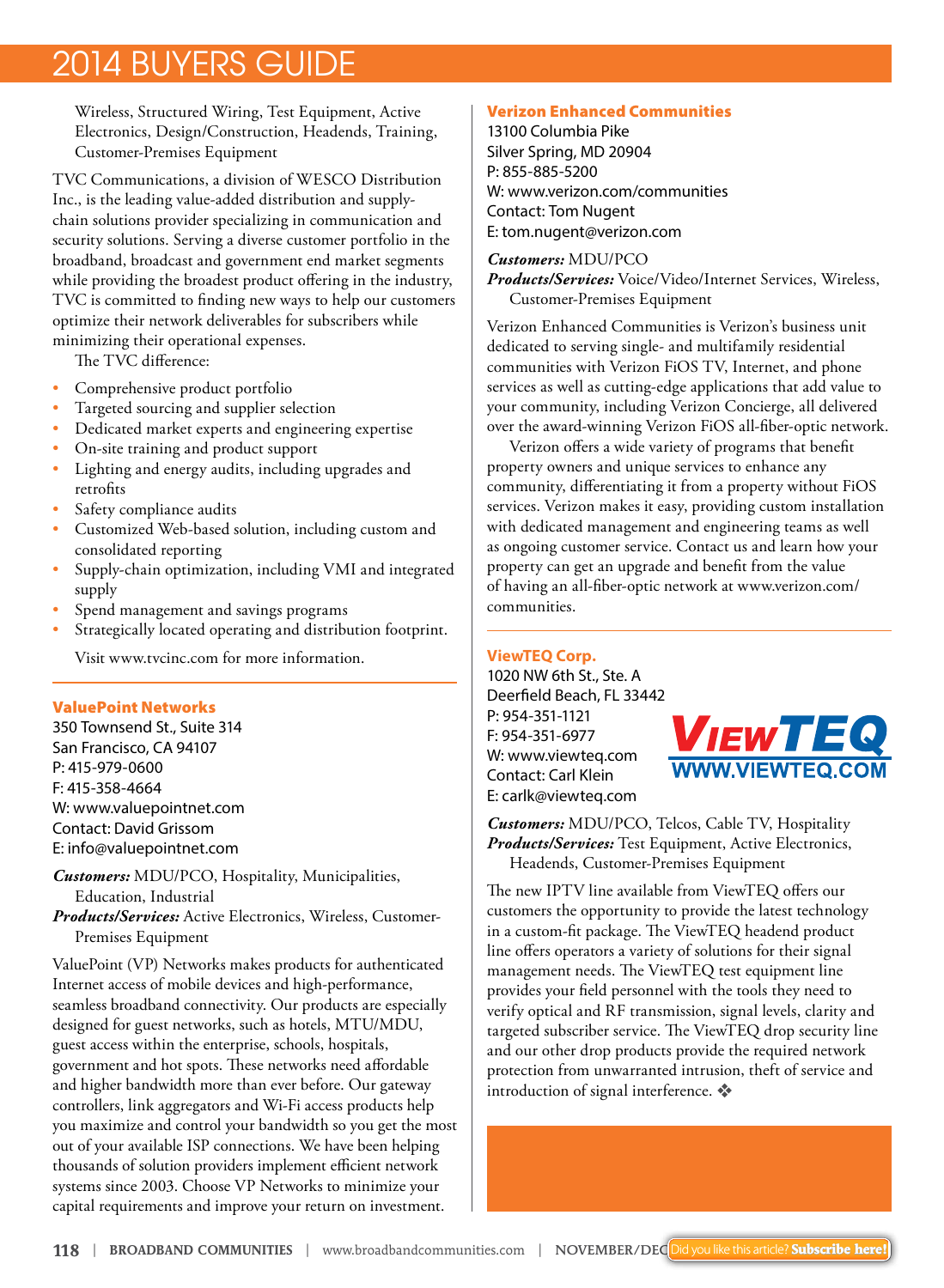Wireless, Structured Wiring, Test Equipment, Active Electronics, Design/Construction, Headends, Training, Customer-Premises Equipment

TVC Communications, a division of WESCO Distribution Inc., is the leading value-added distribution and supply-chain solutions provider specializing in communication and security solutions. Serving a diverse customer portfolio in the broadband, broadcast and government end market segments while providing the broadest product offering in the industry, TVC is committed to finding new ways to help our customers optimize their network deliverables for subscribers while minimizing their operational expenses.

The TVC difference:

- Comprehensive product portfolio
- Targeted sourcing and supplier selection
- Dedicated market experts and engineering expertise
- On-site training and product support
- Lighting and energy audits, including upgrades and retrofits
- Safety compliance audits
- Customized Web-based solution, including custom and consolidated reporting
- Supply-chain optimization, including VMI and integrated supply
- Spend management and savings programs
- Strategically located operating and distribution footprint.

Visit www.tvcinc.com for more information.

### ValuePoint Networks

350 Townsend St., Suite 314
San Francisco, CA 94107
P: 415-979-0600
F: 415-358-4664
W: www.valuepointnet.com
Contact: David Grissom
E: info@valuepointnet.com

***Customers:*** MDU/PCO, Hospitality, Municipalities, Education, Industrial
***Products/Services:*** Active Electronics, Wireless, Customer-Premises Equipment

ValuePoint (VP) Networks makes products for authenticated Internet access of mobile devices and high-performance, seamless broadband connectivity. Our products are especially designed for guest networks, such as hotels, MTU/MDU, guest access within the enterprise, schools, hospitals, government and hot spots. These networks need affordable and higher bandwidth more than ever before. Our gateway controllers, link aggregators and Wi-Fi access products help you maximize and control your bandwidth so you get the most out of your available ISP connections. We have been helping thousands of solution providers implement efficient network systems since 2003. Choose VP Networks to minimize your capital requirements and improve your return on investment.

### Verizon Enhanced Communities

13100 Columbia Pike
Silver Spring, MD 20904
P: 855-885-5200
W: www.verizon.com/communities
Contact: Tom Nugent
E: tom.nugent@verizon.com

***Customers:*** MDU/PCO
***Products/Services:*** Voice/Video/Internet Services, Wireless, Customer-Premises Equipment

Verizon Enhanced Communities is Verizon's business unit dedicated to serving single- and multifamily residential communities with Verizon FiOS TV, Internet, and phone services as well as cutting-edge applications that add value to your community, including Verizon Concierge, all delivered over the award-winning Verizon FiOS all-fiber-optic network.

Verizon offers a wide variety of programs that benefit property owners and unique services to enhance any community, differentiating it from a property without FiOS services. Verizon makes it easy, providing custom installation with dedicated management and engineering teams as well as ongoing customer service. Contact us and learn how your property can get an upgrade and benefit from the value of having an all-fiber-optic network at www.verizon.com/communities.

### ViewTEQ Corp.

1020 NW 6th St., Ste. A
Deerfield Beach, FL 33442
P: 954-351-1121
F: 954-351-6977
W: www.viewteq.com
Contact: Carl Klein
E: carlk@viewteq.com

ViewTEQ
WWW.VIEWTEQ.COM

***Customers:*** MDU/PCO, Telcos, Cable TV, Hospitality
***Products/Services:*** Test Equipment, Active Electronics, Headends, Customer-Premises Equipment

The new IPTV line available from ViewTEQ offers our customers the opportunity to provide the latest technology in a custom-fit package. The ViewTEQ headend product line offers operators a variety of solutions for their signal management needs. The ViewTEQ test equipment line provides your field personnel with the tools they need to verify optical and RF transmission, signal levels, clarity and targeted subscriber service. The ViewTEQ drop security line and our other drop products provide the required network protection from unwarranted intrusion, theft of service and introduction of signal interference. ❖

Did you like this article? **Subscribe here!**